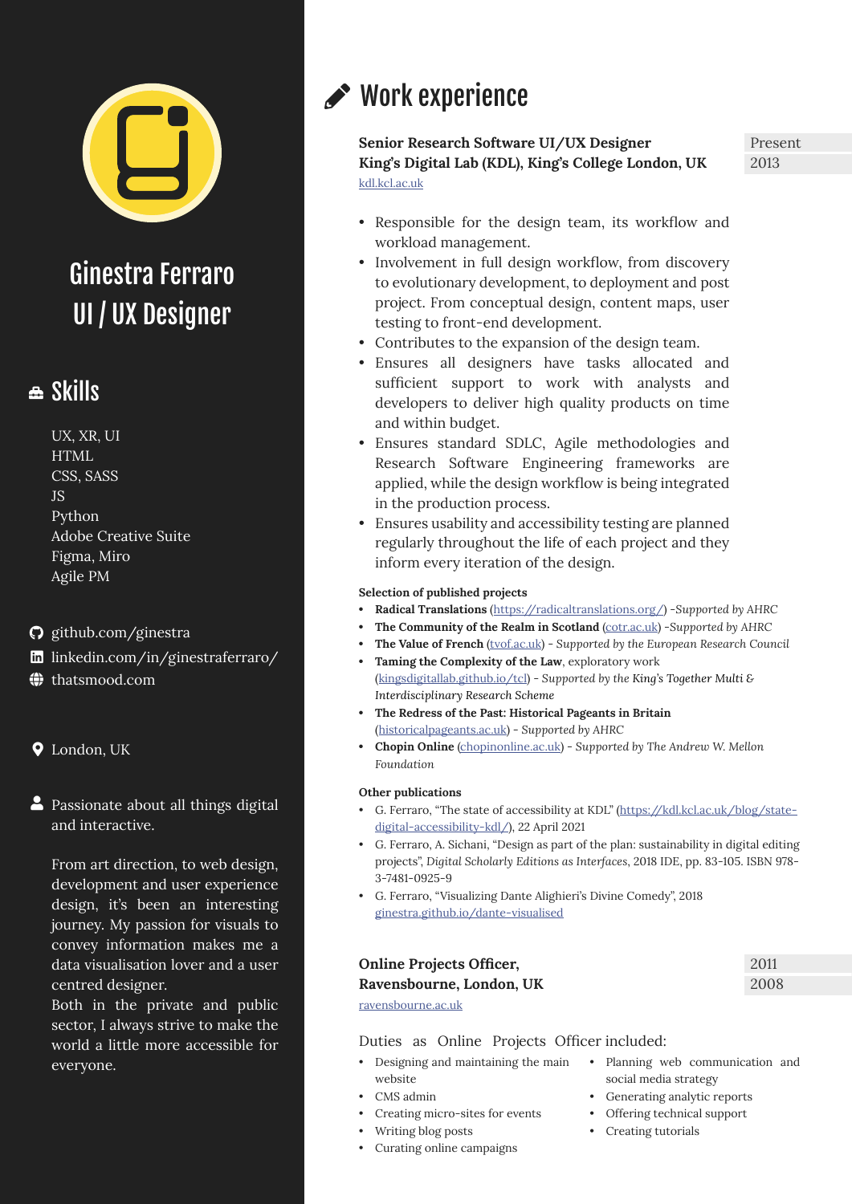# Ginestra Ferraro
## UI / UX Designer

## Skills

UX, XR, UI
HTML
CSS, SASS
JS
Python
Adobe Creative Suite
Figma, Miro
Agile PM

github.com/ginestra
linkedin.com/in/ginestraferraro/
thatsmood.com

London, UK

Passionate about all things digital and interactive.

From art direction, to web design, development and user experience design, it's been an interesting journey. My passion for visuals to convey information makes me a data visualisation lover and a user centred designer.
Both in the private and public sector, I always strive to make the world a little more accessible for everyone.

# Work experience

**Senior Research Software UI/UX Designer**
**King's Digital Lab (KDL), King's College London, UK**
[kdl.kcl.ac.uk](kdl.kcl.ac.uk)

Present
2013

- Responsible for the design team, its workflow and workload management.
- Involvement in full design workflow, from discovery to evolutionary development, to deployment and post project. From conceptual design, content maps, user testing to front-end development.
- Contributes to the expansion of the design team.
- Ensures all designers have tasks allocated and sufficient support to work with analysts and developers to deliver high quality products on time and within budget.
- Ensures standard SDLC, Agile methodologies and Research Software Engineering frameworks are applied, while the design workflow is being integrated in the production process.
- Ensures usability and accessibility testing are planned regularly throughout the life of each project and they inform every iteration of the design.

**Selection of published projects**

- **Radical Translations** ([https://radicaltranslations.org/](https://radicaltranslations.org/)) -*Supported by AHRC*
- **The Community of the Realm in Scotland** ([cotr.ac.uk](cotr.ac.uk)) -*Supported by AHRC*
- **The Value of French** ([tvof.ac.uk](tvof.ac.uk)) - *Supported by the European Research Council*
- **Taming the Complexity of the Law**, exploratory work ([kingsdigitallab.github.io/tcl](kingsdigitallab.github.io/tcl)) - *Supported by the King's Together Multi & Interdisciplinary Research Scheme*
- **The Redress of the Past: Historical Pageants in Britain** ([historicalpageants.ac.uk](historicalpageants.ac.uk)) - *Supported by AHRC*
- **Chopin Online** ([chopinonline.ac.uk](chopinonline.ac.uk)) - *Supported by The Andrew W. Mellon Foundation*

**Other publications**

- G. Ferraro, "The state of accessibility at KDL" ([https://kdl.kcl.ac.uk/blog/state-digital-accessibility-kdl/](https://kdl.kcl.ac.uk/blog/state-digital-accessibility-kdl/)), 22 April 2021
- G. Ferraro, A. Sichani, "Design as part of the plan: sustainability in digital editing projects", *Digital Scholarly Editions as Interfaces*, 2018 IDE, pp. 83-105. ISBN 978-3-7481-0925-9
- G. Ferraro, "Visualizing Dante Alighieri's Divine Comedy", 2018 [ginestra.github.io/dante-visualised](ginestra.github.io/dante-visualised)

**Online Projects Officer,**
**Ravensbourne, London, UK**
[ravensbourne.ac.uk](ravensbourne.ac.uk)

2011
2008

Duties as Online Projects Officer included:

- Designing and maintaining the main website
- CMS admin
- Creating micro-sites for events
- Writing blog posts
- Curating online campaigns
- Planning web communication and social media strategy
- Generating analytic reports
- Offering technical support
- Creating tutorials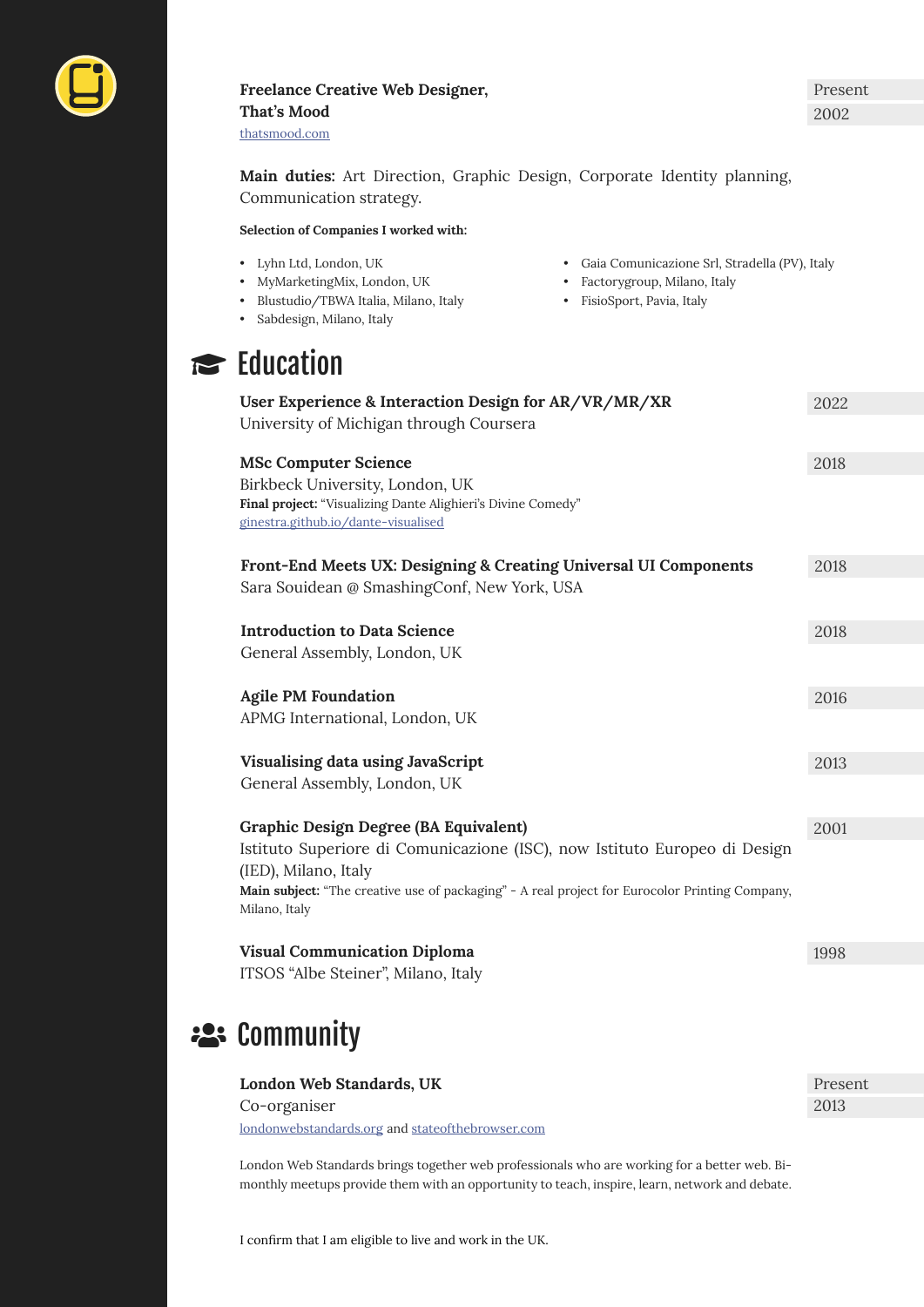**Freelance Creative Web Designer,**
**That's Mood**
[thatsmood.com](thatsmood.com)

Present
2002

**Main duties:** Art Direction, Graphic Design, Corporate Identity planning, Communication strategy.

**Selection of Companies I worked with:**

- Lyhn Ltd, London, UK
- MyMarketingMix, London, UK
- Blustudio/TBWA Italia, Milano, Italy
- Sabdesign, Milano, Italy
- Gaia Comunicazione Srl, Stradella (PV), Italy
- Factorygroup, Milano, Italy
- FisioSport, Pavia, Italy

## Education

**User Experience & Interaction Design for AR/VR/MR/XR** — 2022
University of Michigan through Coursera

**MSc Computer Science** — 2018
Birkbeck University, London, UK
**Final project:** "Visualizing Dante Alighieri's Divine Comedy"
ginestra.github.io/dante-visualised

**Front-End Meets UX: Designing & Creating Universal UI Components** — 2018
Sara Souidean @ SmashingConf, New York, USA

**Introduction to Data Science** — 2018
General Assembly, London, UK

**Agile PM Foundation** — 2016
APMG International, London, UK

**Visualising data using JavaScript** — 2013
General Assembly, London, UK

**Graphic Design Degree (BA Equivalent)** — 2001
Istituto Superiore di Comunicazione (ISC), now Istituto Europeo di Design (IED), Milano, Italy
**Main subject:** "The creative use of packaging" - A real project for Eurocolor Printing Company, Milano, Italy

**Visual Communication Diploma** — 1998
ITSOS "Albe Steiner", Milano, Italy

## Community

**London Web Standards, UK**
Co-organiser
londonwebstandards.org and stateofthebrowser.com

Present
2013

London Web Standards brings together web professionals who are working for a better web. Bi-monthly meetups provide them with an opportunity to teach, inspire, learn, network and debate.

I confirm that I am eligible to live and work in the UK.